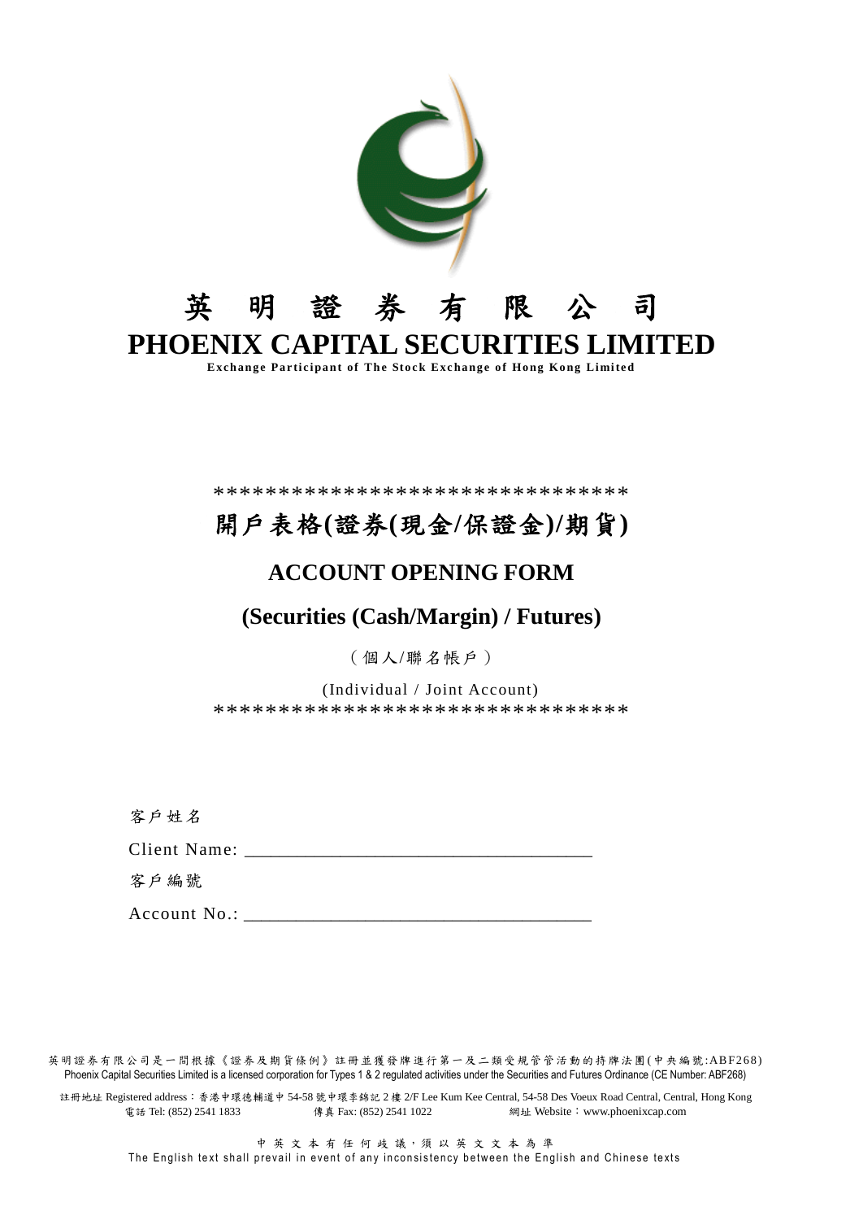# 英 明 證 券 有 限 公 司

# PHOENIX CAPITAL SECURITIES LIMITED

**Exchange Participant of The Stock Exchange of Hong Kong Limited**

********************************

## 開戶表格(證券(現金/保證金)/期貨)

## ACCOUNT OPENING FORM

## (Securities (Cash/Margin) / Futures)

（個人/聯名帳戶）

(Individual / Joint Account)

********************************

客戶姓名

Client Name: ____________________________________

客戶編號

Account No.: ____________________________________

英明證券有限公司是一間根據《證券及期貨條例》註冊並獲發牌進行第一及二類受規管管活動的持牌法團(中央編號:ABF268)
Phoenix Capital Securities Limited is a licensed corporation for Types 1 & 2 regulated activities under the Securities and Futures Ordinance (CE Number: ABF268)

註冊地址 Registered address：香港中環德輔道中 54-58 號中環李錦記 2 樓 2/F Lee Kum Kee Central, 54-58 Des Voeux Road Central, Central, Hong Kong
電話 Tel: (852) 2541 1833　　傳真 Fax: (852) 2541 1022　　網址 Website：www.phoenixcap.com

中英文本有任何歧議，須以英文文本為準
The English text shall prevail in event of any inconsistency between the English and Chinese texts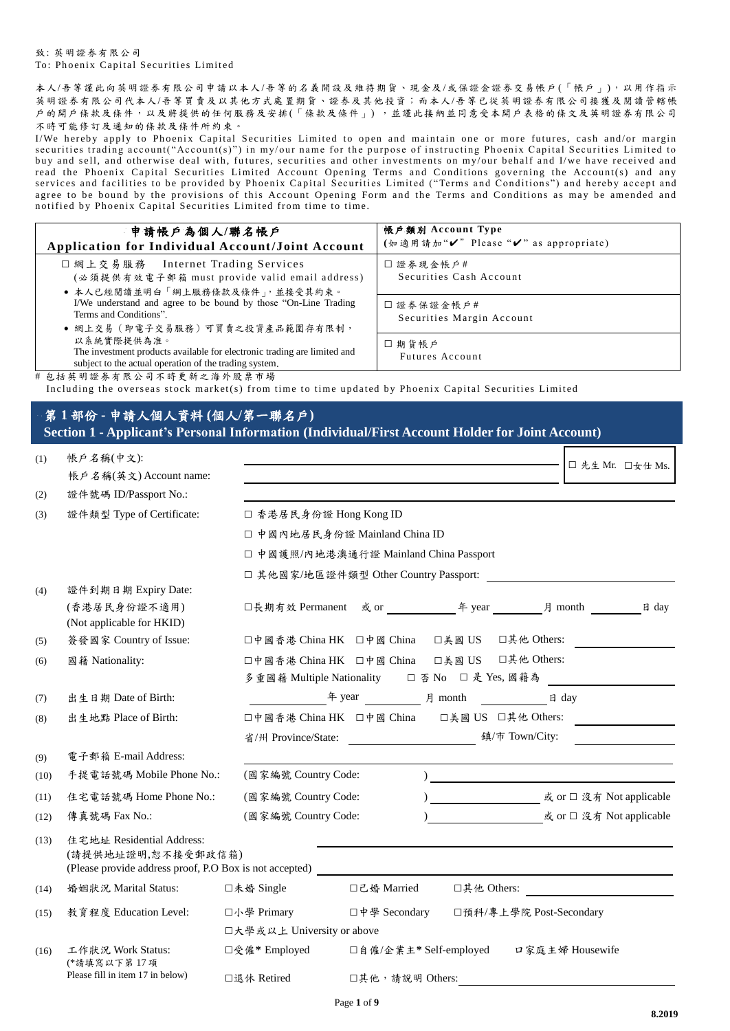致: 英明證券有限公司
To: Phoenix Capital Securities Limited

本人/吾等謹此向英明證券有限公司申請以本人/吾等的名義開設及維持期貨、現金及/或保證金證券交易帳戶(「帳戶」)，以用作指示英明證券有限公司代本人/吾等買賣及以其他方式處置期貨、證券及其他投資；而本人/吾等已從英明證券有限公司接獲及閱讀管轄帳戶的開戶條款及條件，以及將提供的任何服務及安排(「條款及條件」)，並謹此接納並同意受本開戶表格的條文及英明證券有限公司不時可能修訂及通知的條款及條件所約束。

I/We hereby apply to Phoenix Capital Securities Limited to open and maintain one or more futures, cash and/or margin securities trading account("Account(s)") in my/our name for the purpose of instructing Phoenix Capital Securities Limited to buy and sell, and otherwise deal with, futures, securities and other investments on my/our behalf and I/we have received and read the Phoenix Capital Securities Limited Account Opening Terms and Conditions governing the Account(s) and any services and facilities to be provided by Phoenix Capital Securities Limited ("Terms and Conditions") and hereby accept and agree to be bound by the provisions of this Account Opening Form and the Terms and Conditions as may be amended and notified by Phoenix Capital Securities Limited from time to time.

| 申請帳戶為個人/聯名帳戶 Application for Individual Account/Joint Account | 帳戶類別 Account Type (如適用請加"✔" Please "✔" as appropriate) |
|---|---|
| ☐ 網上交易服務 Internet Trading Services (必須提供有效電子郵箱 must provide valid email address)<br>• 本人已經閱讀並明白「網上服務條款及條件」，並接受其約束。 I/We understand and agree to be bound by those "On-Line Trading Terms and Conditions".<br>• 網上交易（即電子交易服務）可買賣之投資產品範圍存有限制，以系統實際提供為準。 The investment products available for electronic trading are limited and subject to the actual operation of the trading system. | ☐ 證券現金帳戶# Securities Cash Account<br>☐ 證券保證金帳戶# Securities Margin Account<br>☐ 期貨帳戶 Futures Account |

# 包括英明證券有限公司不時更新之海外股票市場
Including the overseas stock market(s) from time to time updated by Phoenix Capital Securities Limited

## 第 1 部份 - 申請人個人資料 (個人/第一聯名戶)
## Section 1 - Applicant's Personal Information (Individual/First Account Holder for Joint Account)

(1) 帳戶名稱(中文): ______________________ ☐ 先生 Mr. ☐女仕 Ms.
帳戶名稱(英文) Account name: ______________________

(2) 證件號碼 ID/Passport No.: ______________________

(3) 證件類型 Type of Certificate:
☐ 香港居民身份證 Hong Kong ID
☐ 中國內地居民身份證 Mainland China ID
☐ 中國護照/內地港澳通行證 Mainland China Passport
☐ 其他國家/地區證件類型 Other Country Passport: ______________

(4) 證件到期日期 Expiry Date:
(香港居民身份證不適用)
(Not applicable for HKID)
☐長期有效 Permanent 或 or ________ 年 year ________ 月 month ________ 日 day

(5) 簽發國家 Country of Issue: ☐中國香港 China HK ☐中國 China ☐美國 US ☐其他 Others: ________

(6) 國籍 Nationality: ☐中國香港 China HK ☐中國 China ☐美國 US ☐其他 Others: ________
多重國籍 Multiple Nationality ☐ 否 No ☐ 是 Yes, 國籍為 ________

(7) 出生日期 Date of Birth: ________ 年 year ________ 月 month ________ 日 day

(8) 出生地點 Place of Birth: ☐中國香港 China HK ☐中國 China ☐美國 US ☐其他 Others: ________
省/州 Province/State: ________ 鎮/市 Town/City: ________

(9) 電子郵箱 E-mail Address: ______________________

(10) 手提電話號碼 Mobile Phone No.: (國家編號 Country Code: ) ________

(11) 住宅電話號碼 Home Phone No.: (國家編號 Country Code: ) ________ 或 or ☐ 沒有 Not applicable

(12) 傳真號碼 Fax No.: (國家編號 Country Code: ) ________ 或 or ☐ 沒有 Not applicable

(13) 住宅地址 Residential Address:
(請提供地址證明,恕不接受郵政信箱)
(Please provide address proof, P.O Box is not accepted) ______________________

(14) 婚姻狀況 Marital Status: ☐未婚 Single ☐已婚 Married ☐其他 Others: ________

(15) 教育程度 Education Level: ☐小學 Primary ☐中學 Secondary ☐預科/專上學院 Post-Secondary
☐大學或以上 University or above

(16) 工作狀況 Work Status:
(*請填寫以下第 17 項
Please fill in item 17 in below)
☐受僱* Employed ☐自僱/企業主* Self-employed ☐家庭主婦 Housewife
☐退休 Retired ☐其他，請說明 Others: ________

8.2019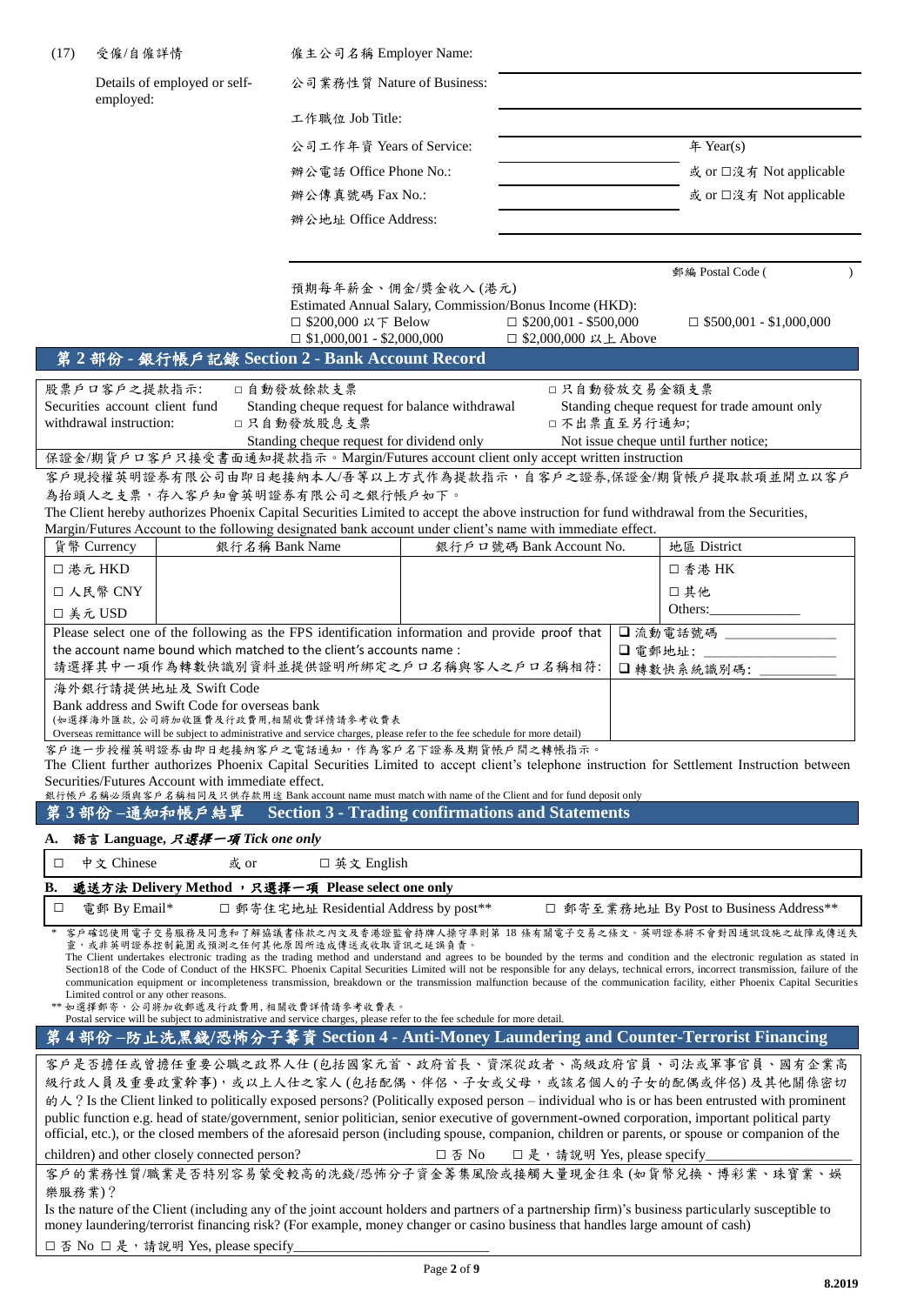(17) 受僱/自僱詳情

Details of employed or self-employed:

僱主公司名稱 Employer Name: ____________________

公司業務性質 Nature of Business: ____________________

工作職位 Job Title: ____________________

公司工作年資 Years of Service: __________ 年 Year(s)

辦公電話 Office Phone No.: __________ 或 or □沒有 Not applicable

辦公傳真號碼 Fax No.: __________ 或 or □沒有 Not applicable

辦公地址 Office Address: ____________________

____________________ 郵編 Postal Code (        )

預期每年薪金、佣金/獎金收入 (港元)
Estimated Annual Salary, Commission/Bonus Income (HKD):

□ $200,000 以下 Below　□ $200,001 - $500,000　□ $500,001 - $1,000,000
□ $1,000,001 - $2,000,000　□ $2,000,000 以上 Above

## 第 2 部份 - 銀行帳戶記錄 Section 2 - Bank Account Record

股票戶口客戶之提款指示:
Securities account client fund withdrawal instruction:

□ 自動發放餘款支票 Standing cheque request for balance withdrawal
□ 只自動發放交易金額支票 Standing cheque request for trade amount only
□ 只自動發放股息支票 Standing cheque request for dividend only
□ 不出票直至另行通知; Not issue cheque until further notice;

保證金/期貨戶口客戶只接受書面通知提款指示。Margin/Futures account client only accept written instruction

客戶現授權英明證券有限公司由即日起接納本人/吾等以上方式作為提款指示，自客戶之證券,保證金/期貨帳戶提取款項並開立以客戶為抬頭人之支票，存入客戶知會英明證券有限公司之銀行帳戶如下。

The Client hereby authorizes Phoenix Capital Securities Limited to accept the above instruction for fund withdrawal from the Securities, Margin/Futures Account to the following designated bank account under client's name with immediate effect.

| 貨幣 Currency | 銀行名稱 Bank Name | 銀行戶口號碼 Bank Account No. | 地區 District |
|---|---|---|---|
| □ 港元 HKD | | | □ 香港 HK |
| □ 人民幣 CNY | | | □ 其他 |
| □ 美元 USD | | | Others:__________ |

Please select one of the following as the FPS identification information and provide proof that the account name bound which matched to the client's accounts name :
請選擇其中一項作為轉數快識別資料並提供證明所綁定之戶口名稱與客人之戶口名稱相符:

❑ 流動電話號碼 __________
❑ 電郵地址: __________
❑ 轉數快系統識別碼: __________

海外銀行請提供地址及 Swift Code
Bank address and Swift Code for overseas bank
(如選擇海外匯款, 公司將加收匯費及行政費用,相關收費詳情請參考收費表
Overseas remittance will be subject to administrative and service charges, please refer to the fee schedule for more detail)

客戶進一步授權英明證券由即日起接納客戶之電話通知，作為客戶名下證券及期貨帳戶間之轉帳指示。

The Client further authorizes Phoenix Capital Securities Limited to accept client's telephone instruction for Settlement Instruction between Securities/Futures Account with immediate effect.

銀行帳戶名稱必須與客戶名稱相同及只供存款用途 Bank account name must match with name of the Client and for fund deposit only

## 第 3 部份 –通知和帳戶結單 Section 3 - Trading confirmations and Statements

**A. 語言 Language, *只選擇一項 Tick one only***

□ 中文 Chinese 或 or □ 英文 English

**B. 遞送方法 Delivery Method ，只選擇一項 Please select one only**

□ 電郵 By Email*　□ 郵寄住宅地址 Residential Address by post**　□ 郵寄至業務地址 By Post to Business Address**

\* 客戶確認使用電子交易服務及同意和了解協議書條款之內文及香港證監會持牌人操守準則第 18 條有關電子交易之條文。英明證券將不會對因通訊設施之故障或傳送失靈，或非英明證券控制範圍或預測之任何其他原因所造成傳送或收取資訊之延誤負責。
The Client undertakes electronic trading as the trading method and understand and agrees to be bounded by the terms and condition and the electronic regulation as stated in Section18 of the Code of Conduct of the HKSFC. Phoenix Capital Securities Limited will not be responsible for any delays, technical errors, incorrect transmission, failure of the communication equipment or incompleteness transmission, breakdown or the transmission malfunction because of the communication facility, either Phoenix Capital Securities Limited control or any other reasons.

** 如選擇郵寄，公司將加收郵遞及行政費用,相關收費詳情請參考收費表。
Postal service will be subject to administrative and service charges, please refer to the fee schedule for more detail.

## 第 4 部份 –防止洗黑錢/恐怖分子籌資 Section 4 - Anti-Money Laundering and Counter-Terrorist Financing

客戶是否擔任或曾擔任重要公職之政界人仕 (包括國家元首、政府首長、資深從政者、高級政府官員、司法或軍事官員、國有企業高級行政人員及重要政黨幹事)，或以上人仕之家人 (包括配偶、伴侶、子女或父母，或該名個人的子女的配偶或伴侶) 及其他關係密切的人？Is the Client linked to politically exposed persons? (Politically exposed person – individual who is or has been entrusted with prominent public function e.g. head of state/government, senior politician, senior executive of government-owned corporation, important political party official, etc.), or the closed members of the aforesaid person (including spouse, companion, children or parents, or spouse or companion of the children) and other closely connected person?

□ 否 No　□ 是，請說明 Yes, please specify____________________

客戶的業務性質/職業是否特別容易蒙受較高的洗錢/恐怖分子資金籌集風險或接觸大量現金往來 (如貨幣兌換、博彩業、珠寶業、娛樂服務業)？

Is the nature of the Client (including any of the joint account holders and partners of a partnership firm)'s business particularly susceptible to money laundering/terrorist financing risk? (For example, money changer or casino business that handles large amount of cash)

□ 否 No □ 是，請說明 Yes, please specify____________________

8.2019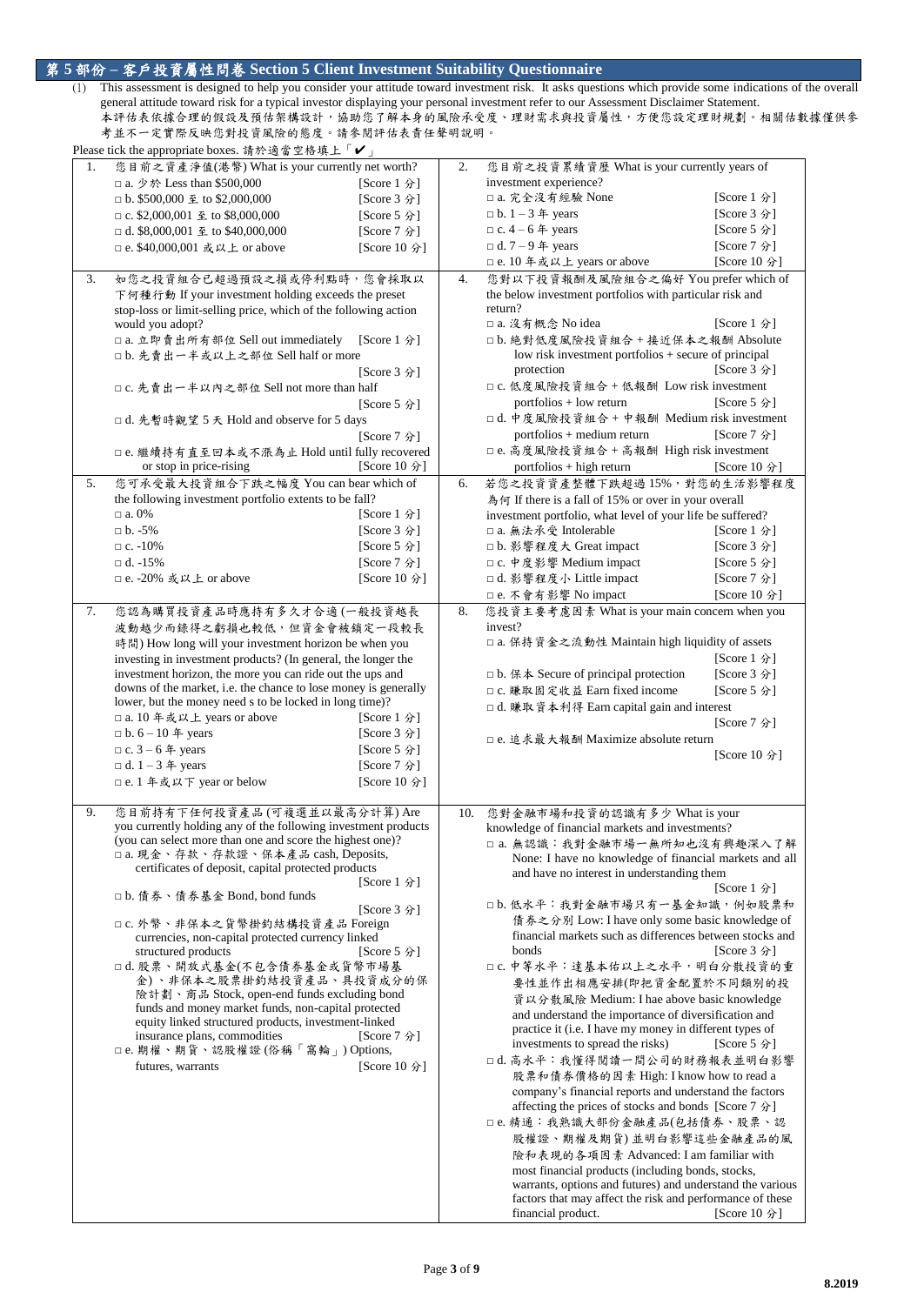## 第 5 部份 – 客戶投資屬性問卷 Section 5 Client Investment Suitability Questionnaire

(1) This assessment is designed to help you consider your attitude toward investment risk. It asks questions which provide some indications of the overall general attitude toward risk for a typical investor displaying your personal investment refer to our Assessment Disclaimer Statement.
本評估表依據合理的假設及預估架構設計，協助您了解本身的風險承受度、理財需求與投資屬性，方便您設定理財規劃。相關估數據僅供參考並不一定實際反映您對投資風險的態度。請參閱評估表責任聲明說明。

Please tick the appropriate boxes. 請於適當空格填上「✔」

**1. 您目前之資產淨值(港幣) What is your currently net worth?**

- □ a. 少於 Less than $500,000 [Score 1 分]
- □ b. $500,000 至 to $2,000,000 [Score 3 分]
- □ c. $2,000,001 至 to $8,000,000 [Score 5 分]
- □ d. $8,000,001 至 to $40,000,000 [Score 7 分]
- □ e. $40,000,001 或以上 or above [Score 10 分]

**2. 您目前之投資累積資歷 What is your currently years of investment experience?**

- □ a. 完全沒有經驗 None [Score 1 分]
- □ b. 1 – 3 年 years [Score 3 分]
- □ c. 4 – 6 年 years [Score 5 分]
- □ d. 7 – 9 年 years [Score 7 分]
- □ e. 10 年或以上 years or above [Score 10 分]

**3. 如您之投資組合已超過預設之損或停利點時，您會採取以下何種行動 If your investment holding exceeds the preset stop-loss or limit-selling price, which of the following action would you adopt?**

- □ a. 立即賣出所有部位 Sell out immediately [Score 1 分]
- □ b. 先賣出一半或以上之部位 Sell half or more [Score 3 分]
- □ c. 先賣出一半以內之部位 Sell not more than half [Score 5 分]
- □ d. 先暫時觀望 5 天 Hold and observe for 5 days [Score 7 分]
- □ e. 繼續持有直至回本或不漲為止 Hold until fully recovered or stop in price-rising [Score 10 分]

**4. 您對以下投資報酬及風險組合之偏好 You prefer which of the below investment portfolios with particular risk and return?**

- □ a. 沒有概念 No idea [Score 1 分]
- □ b. 絕對低度風險投資組合 + 接近保本之報酬 Absolute low risk investment portfolios + secure of principal protection [Score 3 分]
- □ c. 低度風險投資組合 + 低報酬 Low risk investment portfolios + low return [Score 5 分]
- □ d. 中度風險投資組合 + 中報酬 Medium risk investment portfolios + medium return [Score 7 分]
- □ e. 高度風險投資組合 + 高報酬 High risk investment portfolios + high return [Score 10 分]

**5. 您可承受最大投資組合下跌之幅度 You can bear which of the following investment portfolio extents to be fall?**

- □ a. 0% [Score 1 分]
- □ b. -5% [Score 3 分]
- □ c. -10% [Score 5 分]
- □ d. -15% [Score 7 分]
- □ e. -20% 或以上 or above [Score 10 分]

**6. 若您之投資資產整體下跌超過 15%，對您的生活影響程度為何 If there is a fall of 15% or over in your overall investment portfolio, what level of your life be suffered?**

- □ a. 無法承受 Intolerable [Score 1 分]
- □ b. 影響程度大 Great impact [Score 3 分]
- □ c. 中度影響 Medium impact [Score 5 分]
- □ d. 影響程度小 Little impact [Score 7 分]
- □ e. 不會有影響 No impact [Score 10 分]

**7. 您認為購買投資產品時應持有多久才合適 (一般投資越長波動越少而錄得之虧損也較低，但資金會被鎖定一段較長時間) How long will your investment horizon be when you investing in investment products? (In general, the longer the investment horizon, the more you can ride out the ups and downs of the market, i.e. the chance to lose money is generally lower, but the money need s to be locked in long time)?**

- □ a. 10 年或以上 years or above [Score 1 分]
- □ b. 6 – 10 年 years [Score 3 分]
- □ c. 3 – 6 年 years [Score 5 分]
- □ d. 1 – 3 年 years [Score 7 分]
- □ e. 1 年或以下 year or below [Score 10 分]

**8. 您投資主要考慮因素 What is your main concern when you invest?**

- □ a. 保持資金之流動性 Maintain high liquidity of assets [Score 1 分]
- □ b. 保本 Secure of principal protection [Score 3 分]
- □ c. 賺取固定收益 Earn fixed income [Score 5 分]
- □ d. 賺取資本利得 Earn capital gain and interest [Score 7 分]
- □ e. 追求最大報酬 Maximize absolute return [Score 10 分]

**9. 您目前持有下任何投資產品 (可複選並以最高分計算) Are you currently holding any of the following investment products (you can select more than one and score the highest one)?**

- □ a. 現金、存款、存款證、保本產品 cash, Deposits, certificates of deposit, capital protected products [Score 1 分]
- □ b. 債券、債券基金 Bond, bond funds [Score 3 分]
- □ c. 外幣、非保本之貨幣掛鈎結構投資產品 Foreign currencies, non-capital protected currency linked structured products [Score 5 分]
- □ d. 股票、開放式基金(不包含債券基金或貨幣市場基金)、非保本之股票掛鈎結構投資產品、具投資成分的保險計劃、商品 Stock, open-end funds excluding bond funds and money market funds, non-capital protected equity linked structured products, investment-linked insurance plans, commodities [Score 7 分]
- □ e. 期權、期貨、認股權證 (俗稱「窩輪」) Options, futures, warrants [Score 10 分]

**10. 您對金融市場和投資的認識有多少 What is your knowledge of financial markets and investments?**

- □ a. 無認識：我對金融市場一無所知也沒有興趣深入了解 None: I have no knowledge of financial markets and all bonds and have no interest in understanding them [Score 1 分]
- □ b. 低水平：我對金融市場只有一基金知識，例如股票和債券之分別 Low: I have only some basic knowledge of financial markets such as differences between stocks and bonds [Score 3 分]
- □ c. 中等水平：達基本佑以上之水平，明白分散投資的重要性並作出相應安排(即把資金配置於不同類別的投資以分散風險 Medium: I hae above basic knowledge and understand the importance of diversification and practice it (i.e. I have my money in different types of investments to spread the risks) [Score 5 分]
- □ d. 高水平：我懂得閱讀一間公司的財務報表並明白影響股票和債券價格的因素 High: I know how to read a company's financial reports and understand the factors affecting the prices of stocks and bonds [Score 7 分]
- □ e. 精通：我熟識大部份金融產品(包括債券、股票、認股權證、期權及期貨) 並明白影響這些金融產品的風險和表現的各項因素 Advanced: I am familiar with most financial products (including bonds, stocks, warrants, options and futures) and understand the various factors that may affect the risk and performance of these financial product. [Score 10 分]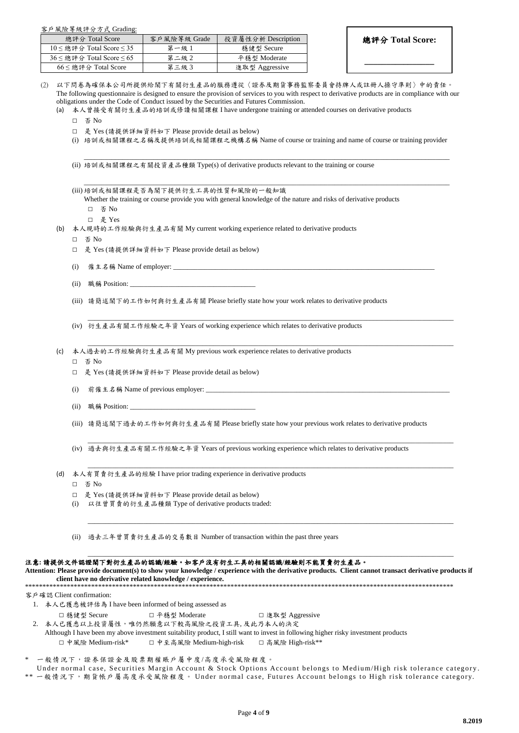客戶風險等級評分方式 Grading:

| 總評分 Total Score | 客戶風險等級 Grade | 投資屬性分析 Description |
|---|---|---|
| 10 ≤ 總評分 Total Score ≤ 35 | 第一級 1 | 穩健型 Secure |
| 36 ≤ 總評分 Total Score ≤ 65 | 第二級 2 | 平穩型 Moderate |
| 66 ≤ 總評分 Total Score | 第三級 3 | 進取型 Aggressive |

**總評分 Total Score:**

\_\_\_\_\_\_\_\_\_\_\_\_\_\_\_\_\_\_

(2) 以下問卷為確保本公司所提供給閣下有關衍生產品的服務遵從〈證券及期貨事務監察委員會持牌人或註冊人操守準則〉中的責任。
The following questionnaire is designed to ensure the provision of services to you with respect to derivative products are in compliance with our obligations under the Code of Conduct issued by the Securities and Futures Commission.

(a) 本人曾接受有關衍生產品的培訓或修讀相關課程 I have undergone training or attended courses on derivative products

□ 否 No

□ 是 Yes (請提供詳細資料如下 Please provide detail as below)

(i) 培訓或相關課程之名稱及提供培訓或相關課程之機構名稱 Name of course or training and name of course or training provider

\_\_\_\_\_\_\_\_\_\_\_\_\_\_\_\_\_\_\_\_\_\_\_\_\_\_\_\_\_\_\_\_\_\_\_\_\_\_\_\_\_\_\_\_\_\_\_\_\_\_\_\_\_\_\_\_\_\_\_\_\_\_\_\_\_\_\_\_\_\_\_\_\_\_\_\_

(ii) 培訓或相關課程之有關投資產品種類 Type(s) of derivative products relevant to the training or course

\_\_\_\_\_\_\_\_\_\_\_\_\_\_\_\_\_\_\_\_\_\_\_\_\_\_\_\_\_\_\_\_\_\_\_\_\_\_\_\_\_\_\_\_\_\_\_\_\_\_\_\_\_\_\_\_\_\_\_\_\_\_\_\_\_\_\_\_\_\_\_\_\_\_\_\_

(iii) 培訓或相關課程是否為閣下提供衍生工具的性質和風險的一般知識
Whether the training or course provide you with general knowledge of the nature and risks of derivative products

□ 否 No

□ 是 Yes

(b) 本人現時的工作經驗與衍生產品有關 My current working experience related to derivative products

□ 否 No

□ 是 Yes (請提供詳細資料如下 Please provide detail as below)

(i) 僱主名稱 Name of employer: \_\_\_\_\_\_\_\_\_\_\_\_\_\_\_\_\_\_\_\_\_\_\_\_\_\_\_\_\_\_\_\_\_\_\_\_\_\_\_\_\_\_\_\_\_\_\_\_\_\_\_\_\_\_\_\_

(ii) 職稱 Position: \_\_\_\_\_\_\_\_\_\_\_\_\_\_\_\_\_\_\_\_\_\_\_\_\_\_\_\_\_\_\_\_\_\_

(iii) 請簡述閣下的工作如何與衍生產品有關 Please briefly state how your work relates to derivative products

\_\_\_\_\_\_\_\_\_\_\_\_\_\_\_\_\_\_\_\_\_\_\_\_\_\_\_\_\_\_\_\_\_\_\_\_\_\_\_\_\_\_\_\_\_\_\_\_\_\_\_\_\_\_\_\_\_\_\_\_\_\_\_\_\_\_\_\_\_\_\_\_\_\_\_\_

(iv) 衍生產品有關工作經驗之年資 Years of working experience which relates to derivative products

\_\_\_\_\_\_\_\_\_\_\_\_\_\_\_\_\_\_\_\_\_\_\_\_\_\_\_\_\_\_\_\_\_\_\_\_\_\_\_\_\_\_\_\_\_\_\_\_\_\_\_\_\_\_\_\_\_\_\_\_\_\_\_\_\_\_\_\_\_\_\_\_\_\_\_\_

(c) 本人過去的工作經驗與衍生產品有關 My previous work experience relates to derivative products

□ 否 No

□ 是 Yes (請提供詳細資料如下 Please provide detail as below)

(i) 前僱主名稱 Name of previous employer: \_\_\_\_\_\_\_\_\_\_\_\_\_\_\_\_\_\_\_\_\_\_\_\_\_\_\_\_\_\_\_\_\_\_\_\_\_\_\_\_\_\_\_\_\_\_\_\_

(ii) 職稱 Position: \_\_\_\_\_\_\_\_\_\_\_\_\_\_\_\_\_\_\_\_\_\_\_\_\_\_\_\_\_\_\_\_\_\_

(iii) 請簡述閣下過去的工作如何與衍生產品有關 Please briefly state how your previous work relates to derivative products

\_\_\_\_\_\_\_\_\_\_\_\_\_\_\_\_\_\_\_\_\_\_\_\_\_\_\_\_\_\_\_\_\_\_\_\_\_\_\_\_\_\_\_\_\_\_\_\_\_\_\_\_\_\_\_\_\_\_\_\_\_\_\_\_\_\_\_\_\_\_\_\_\_\_\_\_

(iv) 過去與衍生產品有關工作經驗之年資 Years of previous working experience which relates to derivative products

\_\_\_\_\_\_\_\_\_\_\_\_\_\_\_\_\_\_\_\_\_\_\_\_\_\_\_\_\_\_\_\_\_\_\_\_\_\_\_\_\_\_\_\_\_\_\_\_\_\_\_\_\_\_\_\_\_\_\_\_\_\_\_\_\_\_\_\_\_\_\_\_\_\_\_\_

(d) 本人有買賣衍生產品的經驗 I have prior trading experience in derivative products

□ 否 No

□ 是 Yes (請提供詳細資料如下 Please provide detail as below)

(i) 以往曾買賣的衍生產品種類 Type of derivative products traded:

\_\_\_\_\_\_\_\_\_\_\_\_\_\_\_\_\_\_\_\_\_\_\_\_\_\_\_\_\_\_\_\_\_\_\_\_\_\_\_\_\_\_\_\_\_\_\_\_\_\_\_\_\_\_\_\_\_\_\_\_\_\_\_\_\_\_\_\_\_\_\_\_\_\_\_\_

(ii) 過去三年曾買賣衍生產品的交易數目 Number of transaction within the past three years

\_\_\_\_\_\_\_\_\_\_\_\_\_\_\_\_\_\_\_\_\_\_\_\_\_\_\_\_\_\_\_\_\_\_\_\_\_\_\_\_\_\_\_\_\_\_\_\_\_\_\_\_\_\_\_\_\_\_\_\_\_\_\_\_\_\_\_\_\_\_\_\_\_\_\_\_

**注意: 請提供文件認證閣下對衍生產品的認識/經驗。如客戶沒有衍生工具的相關認識/經驗則不能買賣衍生產品。**
**Attention: Please provide document(s) to show your knowledge / experience with the derivative products. Client cannot transact derivative products if client have no derivative related knowledge / experience.**

\*\*\*\*\*\*\*\*\*\*\*\*\*\*\*\*\*\*\*\*\*\*\*\*\*\*\*\*\*\*\*\*\*\*\*\*\*\*\*\*\*\*\*\*\*\*\*\*\*\*\*\*\*\*\*\*\*\*\*\*\*\*\*\*\*\*\*\*\*\*\*\*\*\*\*\*\*\*\*\*\*\*\*\*\*\*\*\*\*\*\*\*\*\*\*\*\*\*

客戶確認 Client confirmation:

1. 本人已獲悉被評估為 I have been informed of being assessed as

   □ 穩健型 Secure　　□ 平穩型 Moderate　　□ 進取型 Aggressive

2. 本人已獲悉以上投資屬性，唯仍然願意以下較高風險之投資工具, 及此乃本人的決定
   Although I have been my above investment suitability product, I still want to invest in following higher risky investment products

   □ 中風險 Medium-risk*　　□ 中至高風險 Medium-high-risk　　□ 高風險 High-risk**

\* 一般情況下，證券保證金及股票期權賬戶屬中度/高度承受風險程度。
Under normal case, Securities Margin Account & Stock Options Account belongs to Medium/High risk tolerance category.

\*\* 一般情況下，期貨帳戶屬高度承受風險程度。 Under normal case, Futures Account belongs to High risk tolerance category.

8.2019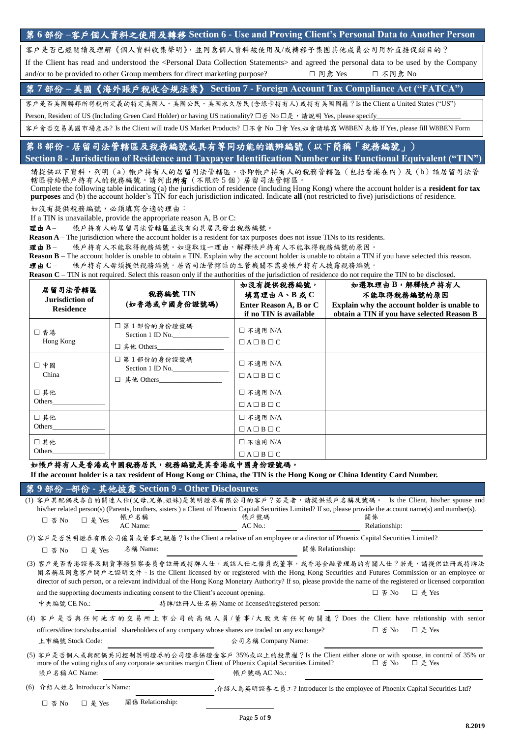## 第 6 部份 –客戶個人資料之使用及轉移 Section 6 - Use and Proving Client's Personal Data to Another Person

客戶是否已經閱讀及理解《個人資料收集聲明》，並同意個人資料被使用及/或轉移予集團其他成員公司用於直接促銷目的？

If the Client has read and understood the <Personal Data Collection Statements> and agreed the personal data to be used by the Company and/or to be provided to other Group members for direct marketing purpose? ☐ 同意 Yes ☐ 不同意 No

## 第 7 部份 – 美國《海外賬戶稅收合規法案》 Section 7 - Foreign Account Tax Compliance Act ("FATCA")

客戶是否美國聯邦所得稅所定義的特定美國人、美國公民、美國永久居民 (含綠卡持有人) 或持有美國國籍？Is the Client a United States ("US") Person, Resident of US (Including Green Card Holder) or having US nationality? ☐否 No ☐是，請說明 Yes, please specify\_\_\_\_\_\_\_\_\_\_\_\_\_\_\_\_

客戶會否交易美國市場產品? Is the Client will trade US Market Products? ☐不會 No ☐會 Yes,如會請填寫 W8BEN 表格 If Yes, please fill W8BEN Form

## 第 8 部份 - 居留司法管轄區及稅務編號或具有等同功能的識辨編號（以下簡稱「稅務編號」） Section 8 - Jurisdiction of Residence and Taxpayer Identification Number or its Functional Equivalent ("TIN")

請提供以下資料，列明（a）帳戶持有人的居留司法管轄區，亦即帳戶持有人的稅務管轄區（包括香港在內）及（b）該居留司法管轄區發給帳戶持有人的稅務編號。請列出**所有**（不限於 5 個）居留司法管轄區。

Complete the following table indicating (a) the jurisdiction of residence (including Hong Kong) where the account holder is a **resident for tax purposes** and (b) the account holder's TIN for each jurisdiction indicated. Indicate **all** (not restricted to five) jurisdictions of residence.

如沒有提供稅務編號，必須填寫合適的理由：

If a TIN is unavailable, provide the appropriate reason A, B or C:

**理由 A** – 帳戶持有人的居留司法管轄區並沒有向其居民發出稅務編號。

**Reason A** – The jurisdiction where the account holder is a resident for tax purposes does not issue TINs to its residents.

**理由 B** – 帳戶持有人不能取得稅務編號。如選取這一理由，解釋帳戶持有人不能取得稅務編號的原因。

**Reason B** – The account holder is unable to obtain a TIN. Explain why the account holder is unable to obtain a TIN if you have selected this reason.

**理由 C** – 帳戶持有人毋須提供稅務編號。居留司法管轄區的主管機關不需要帳戶持有人披露稅務編號。

**Reason C** – TIN is not required. Select this reason only if the authorities of the jurisdiction of residence do not require the TIN to be disclosed.

| 居留司法管轄區 Jurisdiction of Residence | 稅務編號 TIN (如香港或中國身份證號碼) | 如沒有提供稅務編號，填寫理由 A、B 或 C Enter Reason A, B or C if no TIN is available | 如選取理由 B，解釋帳戶持有人不能取得稅務編號的原因 Explain why the account holder is unable to obtain a TIN if you have selected Reason B |
|---|---|---|---|
| ☐ 香港 Hong Kong | ☐ 第 1 部份的身份證號碼 Section 1 ID No.\_\_\_\_\_\_\_\_ ☐ 其他 Others\_\_\_\_\_\_\_\_ | ☐ 不適用 N/A ☐A ☐B ☐C | |
| ☐ 中國 China | ☐ 第 1 部份的身份證號碼 Section 1 ID No.\_\_\_\_\_\_\_\_ ☐ 其他 Others\_\_\_\_\_\_\_\_ | ☐ 不適用 N/A ☐A ☐B ☐C | |
| ☐ 其他 Others\_\_\_\_\_\_\_\_ | | ☐ 不適用 N/A ☐A ☐B ☐C | |
| ☐ 其他 Others\_\_\_\_\_\_\_\_ | | ☐ 不適用 N/A ☐A ☐B ☐C | |
| ☐ 其他 Others\_\_\_\_\_\_\_\_ | | ☐ 不適用 N/A ☐A ☐B ☐C | |

**如帳戶持有人是香港或中國稅務居民，稅務編號是其香港或中國身份證號碼。**

**If the account holder is a tax resident of Hong Kong or China, the TIN is the Hong Kong or China Identity Card Number.**

## 第 9 部份 –部份 - 其他披露 Section 9 - Other Disclosures

(1) 客戶其配偶及各自的關連人仕(父母,兄弟,姐妹)是英明證券有限公司的客户？若是者，請提供帳戶名稱及號碼。 Is the Client, his/her spouse and his/her related person(s) (Parents, brothers, sisters ) a Client of Phoenix Capital Securities Limited? If so, please provide the account name(s) and number(s).

☐ 否 No ☐ 是 Yes 帳戶名稱 AC Name:\_\_\_\_\_\_\_\_ 帳戶號碼 AC No.:\_\_\_\_\_\_\_\_ 關係 Relationship:\_\_\_\_\_\_\_\_

(2) 客戶是否英明證券有限公司僱員或董事之親屬？Is the Client a relative of an employee or a director of Phoenix Capital Securities Limited?

☐ 否 No ☐ 是 Yes 名稱 Name:\_\_\_\_\_\_\_\_ 關係 Relationship:\_\_\_\_\_\_\_\_

(3) 客戶是否香港證券及期貨事務監察委員會註冊或持牌人仕，或該人仕之僱員或董事，或香港金融管理局的有關人仕？若是，請提供註冊或持牌法團名稱及同意客戶開户之證明文件。Is the Client licensed by or registered with the Hong Kong Securities and Futures Commission or an employee or director of such person, or a relevant individual of the Hong Kong Monetary Authority? If so, please provide the name of the registered or licensed corporation and the supporting documents indicating consent to the Client's account opening. ☐ 否 No ☐ 是 Yes

中央編號 CE No.:\_\_\_\_\_\_\_\_ 持牌/註冊人仕名稱 Name of licensed/registered person:\_\_\_\_\_\_\_\_

(4) 客戶是否與任何地方的交易所上市公司的高級人員/董事/大股東有任何的關連？Does the Client have relationship with senior officers/directors/substantial shareholders of any company whose shares are traded on any exchange? ☐ 否 No ☐ 是 Yes

上市編號 Stock Code:\_\_\_\_\_\_\_\_ 公司名稱 Company Name:\_\_\_\_\_\_\_\_

(5) 客戶是否個人或與配偶共同控制英明證券的公司證券保證金客户 35%或以上的投票權？Is the Client either alone or with spouse, in control of 35% or more of the voting rights of any corporate securities margin Client of Phoenix Capital Securities Limited? ☐ 否 No ☐ 是 Yes

帳戶名稱 AC Name:\_\_\_\_\_\_\_\_ 帳戶號碼 AC No.:\_\_\_\_\_\_\_\_

(6) 介紹人姓名 Introducer's Name:\_\_\_\_\_\_\_\_ ,介紹人為英明證券之員工? Introducer is the employee of Phoenix Capital Securities Ltd?

☐ 否 No ☐ 是 Yes 關係 Relationship:\_\_\_\_\_\_\_\_

8.2019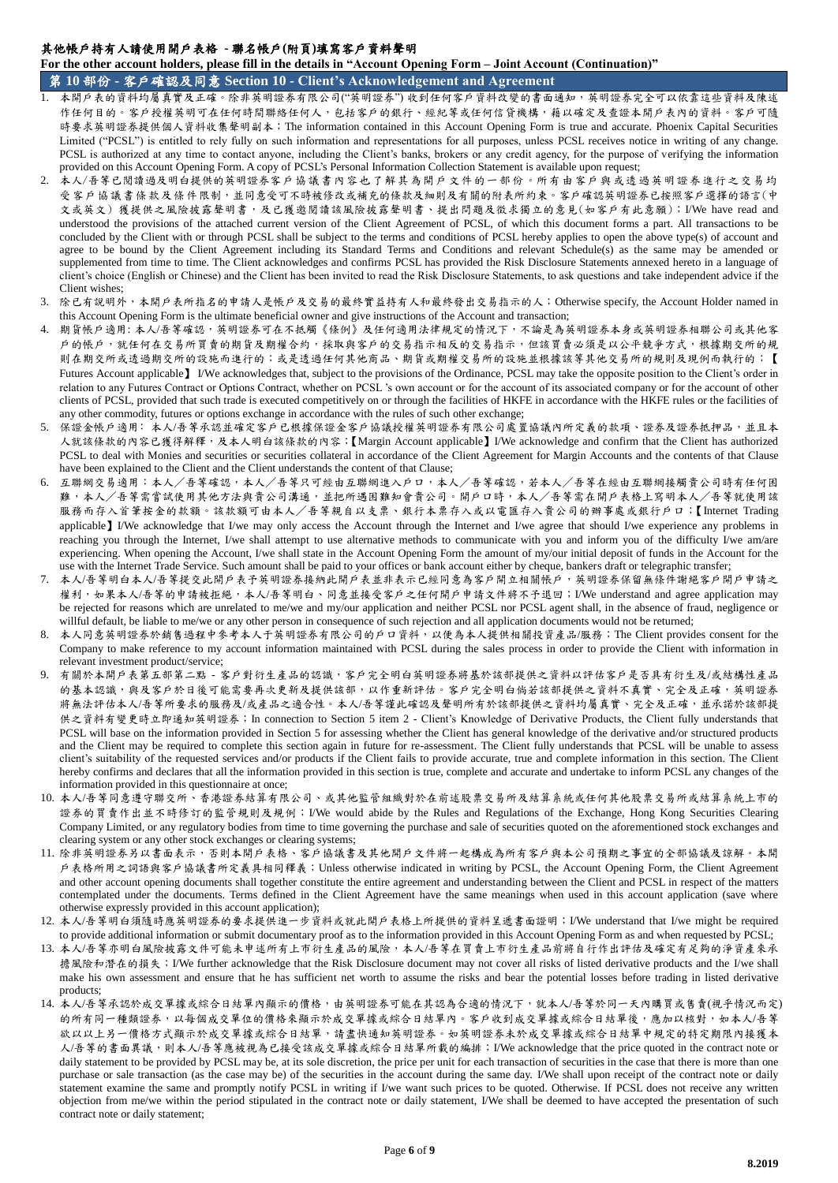**其他帳戶持有人請使用開戶表格 - 聯名帳戶(附頁)填寫客戶資料聲明**
**For the other account holders, please fill in the details in "Account Opening Form – Joint Account (Continuation)"**

## 第 10 部份 - 客戶確認及同意 Section 10 - Client's Acknowledgement and Agreement

1. 本開戶表的資料均屬真實及正確。除非英明證券有限公司("英明證券") 收到任何客戶資料改變的書面通知，英明證券完全可以依靠這些資料及陳述作任何目的。客戶授權英明可在任何時間聯絡任何人，包括客戶的銀行、經紀等或任何信貸機構，藉以確定及查證本開戶表內的資料。客戶可隨時要求英明證券提供個人資料收集聲明副本；The information contained in this Account Opening Form is true and accurate. Phoenix Capital Securities Limited ("PCSL") is entitled to rely fully on such information and representations for all purposes, unless PCSL receives notice in writing of any change. PCSL is authorized at any time to contact anyone, including the Client's banks, brokers or any credit agency, for the purpose of verifying the information provided on this Account Opening Form. A copy of PCSL's Personal Information Collection Statement is available upon request;
2. 本人/吾等已閱讀過及明白提供的英明證券客戶協議書內容也了解其為開戶文件的一部份。所有由客戶與或透過英明證券進行之交易均受客戶協議書條款及條件限制，並同意受可不時被修改或補充的條款及細則及有關的附表所約束。客戶確認英明證券已按照客戶選擇的語言(中文或英文) 獲提供之風險披露聲明書，及已獲邀閱讀該風險披露聲明書、提出問題及徵求獨立的意見(如客戶有此意願)；I/We have read and understood the provisions of the attached current version of the Client Agreement of PCSL, of which this document forms a part. All transactions to be concluded by the Client with or through PCSL shall be subject to the terms and conditions of PCSL hereby applies to open the above type(s) of account and agree to be bound by the Client Agreement including its Standard Terms and Conditions and relevant Schedule(s) as the same may be amended or supplemented from time to time. The Client acknowledges and confirms PCSL has provided the Risk Disclosure Statements annexed hereto in a language of client's choice (English or Chinese) and the Client has been invited to read the Risk Disclosure Statements, to ask questions and take independent advice if the Client wishes;
3. 除已有說明外，本開戶表所指名的申請人是帳戶及交易的最終實益持有人和最終發出交易指示的人；Otherwise specify, the Account Holder named in this Account Opening Form is the ultimate beneficial owner and give instructions of the Account and transaction;
4. 期貨帳戶適用: 本人/吾等確認，英明證券可在不抵觸《條例》及任何適用法律規定的情況下，不論是為英明證券本身或英明證券相聯公司或其他客戶的帳戶，就任何在交易所買賣的期貨及期權合約，採取與客戶的交易指示相反的交易指示，但該買賣必須是以公平競爭方式，根據期交所的規則在期交所或透過期交所的設施而進行的；或是透過任何其他商品、期貨或期權交易所的設施並根據該等其他交易所的規則及規例而執行的；【Futures Account applicable】 I/We acknowledges that, subject to the provisions of the Ordinance, PCSL may take the opposite position to the Client's order in relation to any Futures Contract or Options Contract, whether on PCSL 's own account or for the account of its associated company or for the account of other clients of PCSL, provided that such trade is executed competitively on or through the facilities of HKFE in accordance with the HKFE rules or the facilities of any other commodity, futures or options exchange in accordance with the rules of such other exchange;
5. 保證金帳戶適用：本人/吾等承認並確定客戶已根據保證金客戶協議授權英明證券有限公司處置協議內所定義的款項、證券及證券抵押品，並且本人就該條款的內容已獲得解釋，及本人明白該條款的內容；【Margin Account applicable】I/We acknowledge and confirm that the Client has authorized PCSL to deal with Monies and securities or securities collateral in accordance of the Client Agreement for Margin Accounts and the contents of that Clause have been explained to the Client and the Client understands the content of that Clause;
6. 互聯網交易適用：本人／吾等確認，本人／吾等只可經由互聯網進入戶口，本人／吾等確認，若本人／吾等在經由互聯網接觸貴公司時有任何困難，本人／吾等需嘗試使用其他方法與貴公司溝通，並把所遇困難知會貴公司。開戶口時，本人／吾等需在開戶表格上寫明本人／吾等就使用該服務而存入首筆按金的款額。該款額可由本人／吾等親自以支票、銀行本票存入或以電匯存入貴公司的辦事處或銀行戶口；【Internet Trading applicable】I/We acknowledge that I/we may only access the Account through the Internet and I/we agree that should I/we experience any problems in reaching you through the Internet, I/we shall attempt to use alternative methods to communicate with you and inform you of the difficulty I/we am/are experiencing. When opening the Account, I/we shall state in the Account Opening Form the amount of my/our initial deposit of funds in the Account for the use with the Internet Trade Service. Such amount shall be paid to your offices or bank account either by cheque, bankers draft or telegraphic transfer;
7. 本人/吾等明白本人/吾等提交此開戶表予英明證券接納此開戶表並非表示已經同意為客戶開立相關帳戶，英明證券保留無條件謝絕客戶開戶申請之權利，如果本人/吾等的申請被拒絕，本人/吾等明白、同意並接受客戶之任何開戶申請文件將不予退回；I/We understand and agree application may be rejected for reasons which are unrelated to me/we and my/our application and neither PCSL nor PCSL agent shall, in the absence of fraud, negligence or willful default, be liable to me/we or any other person in consequence of such rejection and all application documents would not be returned;
8. 本人同意英明證券於銷售過程中參考本人于英明證券有限公司的户口資料，以便為本人提供相關投資產品/服務；The Client provides consent for the Company to make reference to my account information maintained with PCSL during the sales process in order to provide the Client with information in relevant investment product/service;
9. 有關於本開戶表第五部第二點 - 客戶對衍生產品的認識，客戶完全明白英明證券將基於該部提供之資料以評估客戶是否具有衍生及/或結構性產品的基本認識，與及客戶於日後可能需要再次更新及提供該部，以作重新評估。客戶完全明白倘若該部提供之資料不真實、完全及正確，英明證券將無法評估本人/吾等所要求的服務及/或產品之適合性。本人/吾等謹此確認及聲明所有於該部提供之資料均屬真實、完全及正確，並承諾於該部提供之資料有變更時立即通知英明證券；In connection to Section 5 item 2 - Client's Knowledge of Derivative Products, the Client fully understands that PCSL will base on the information provided in Section 5 for assessing whether the Client has general knowledge of the derivative and/or structured products and the Client may be required to complete this section again in future for re-assessment. The Client fully understands that PCSL will be unable to assess client's suitability of the requested services and/or products if the Client fails to provide accurate, true and complete information in this section. The Client hereby confirms and declares that all the information provided in this section is true, complete and accurate and undertake to inform PCSL any changes of the information provided in this questionnaire at once;
10. 本人/吾等同意遵守聯交所、香港證券結算有限公司、或其他監管組織對於在前述股票交易所及結算系統或任何其他股票交易所或結算系統上市的證券的買賣作出並不時修訂的監管規則及規例；I/We would abide by the Rules and Regulations of the Exchange, Hong Kong Securities Clearing Company Limited, or any regulatory bodies from time to time governing the purchase and sale of securities quoted on the aforementioned stock exchanges and clearing system or any other stock exchanges or clearing systems;
11. 除非英明證券另以書面表示，否則本開戶表格、客戶協議書及其他開戶文件將一起構成為所有客戶與本公司預期之事宜的全部協議及諒解。本開戶表格所用之詞語與客戶協議書所定義具相同釋義；Unless otherwise indicated in writing by PCSL, the Account Opening Form, the Client Agreement and other account opening documents shall together constitute the entire agreement and understanding between the Client and PCSL in respect of the matters contemplated under the documents. Terms defined in the Client Agreement have the same meanings when used in this account application (save where otherwise expressly provided in this account application);
12. 本人/吾等明白須隨時應英明證券的要求提供進一步資料或就此開戶表格上所提供的資料呈遞書面證明；I/We understand that I/we might be required to provide additional information or submit documentary proof as to the information provided in this Account Opening Form as and when requested by PCSL;
13. 本人/吾等亦明白風險披露文件可能未申述所有上市衍生產品的風險，本人/吾等在買賣上市衍生產品前將自行作出評估及確定有足夠的淨資產來承擔風險和潛在的損失；I/We further acknowledge that the Risk Disclosure document may not cover all risks of listed derivative products and the I/we shall make his own assessment and ensure that he has sufficient net worth to assume the risks and bear the potential losses before trading in listed derivative products;
14. 本人/吾等承認於成交單據或綜合日結單內顯示的價格，由英明證券可能在其認為合適的情況下，就本人/吾等於同一天內購買或售賣(視乎情況而定)的所有同一種類證券，以每個成交單位的價格來顯示於成交單據或綜合日結單內。客戶收到成交單據或綜合日結單後，應加以核對，如本人/吾等欲以以上另一價格方式顯示於成交單據或綜合日結單，請盡快通知英明證券。如英明證券未於成交單據或綜合日結單中規定的特定期限內接獲本人/吾等的書面異議，則本人/吾等應被視為已接受該成交單據或綜合日結單所載的編排；I/We acknowledge that the price quoted in the contract note or daily statement to be provided by PCSL may be, at its sole discretion, the price per unit for each transaction of securities in the case that there is more than one purchase or sale transaction (as the case may be) of the securities in the account during the same day. I/We shall upon receipt of the contract note or daily statement examine the same and promptly notify PCSL in writing if I/we want such prices to be quoted. Otherwise. If PCSL does not receive any written objection from me/we within the period stipulated in the contract note or daily statement, I/We shall be deemed to have accepted the presentation of such contract note or daily statement;

8.2019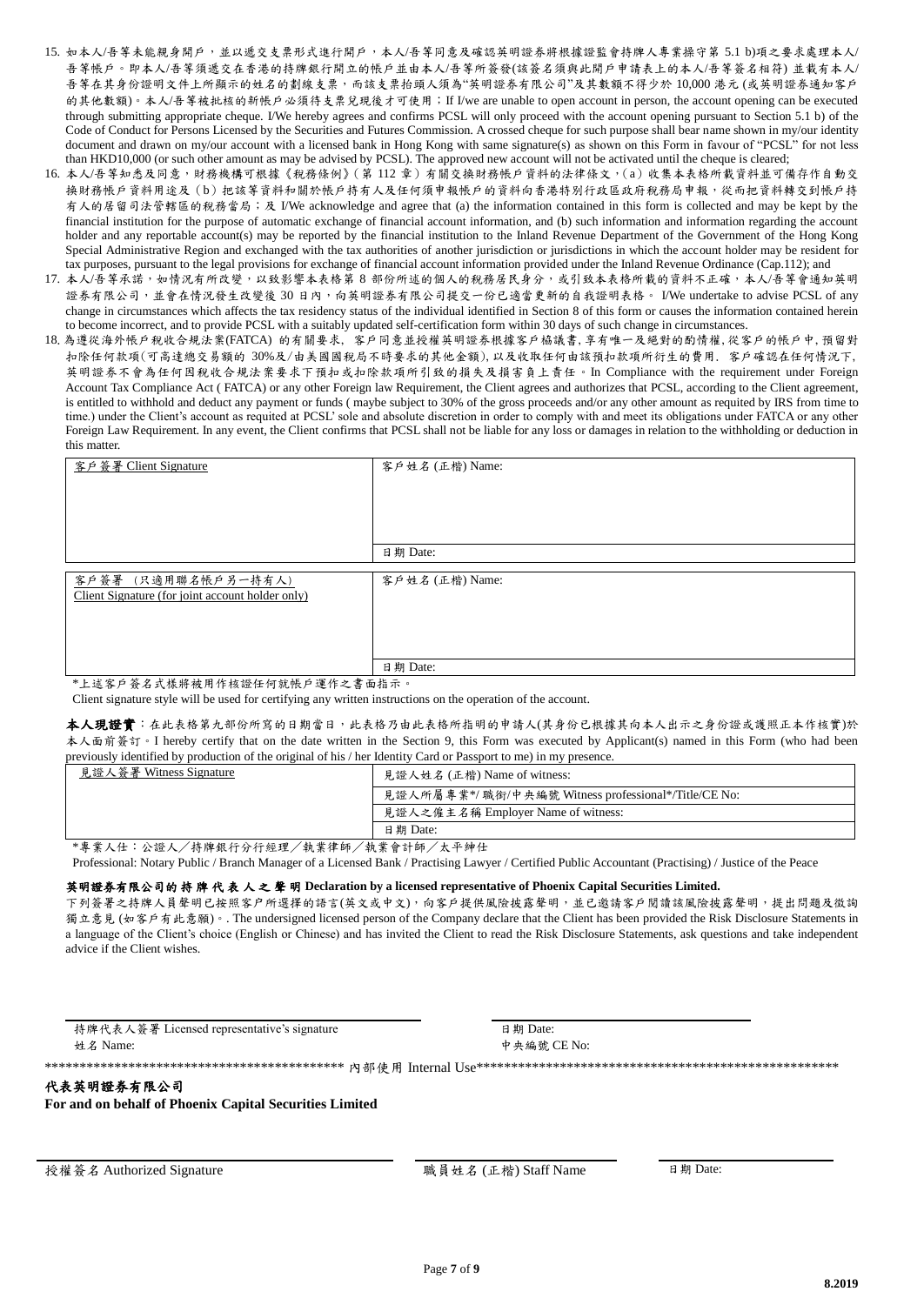15. 如本人/吾等未能親身開戶，並以遞交支票形式進行開戶，本人/吾等同意及確認英明證券將根據證監會持牌人專業操守第 5.1 b)項之要求處理本人/吾等帳戶。即本人/吾等須遞交在香港的持牌銀行開立的帳戶並由本人/吾等所簽發(該簽名須與此開戶申請表上的本人/吾等簽名相符) 並載有本人/吾等在其身份證明文件上所顯示的姓名的劃線支票，而該支票抬頭人須為"英明證券有限公司"及其數額不得少於 10,000 港元 (或英明證券通知客戶的其他數額)。本人/吾等被批核的新帳戶必須待支票兌現後才可使用；If I/we are unable to open account in person, the account opening can be executed through submitting appropriate cheque. I/We hereby agrees and confirms PCSL will only proceed with the account opening pursuant to Section 5.1 b) of the Code of Conduct for Persons Licensed by the Securities and Futures Commission. A crossed cheque for such purpose shall bear name shown in my/our identity document and drawn on my/our account with a licensed bank in Hong Kong with same signature(s) as shown on this Form in favour of "PCSL" for not less than HKD10,000 (or such other amount as may be advised by PCSL). The approved new account will not be activated until the cheque is cleared;
16. 本人/吾等知悉及同意，財務機構可根據《稅務條例》(第 112 章) 有關交換財務帳戶資料的法律條文，(a) 收集本表格所載資料並可備存作自動交換財務帳戶資料用途及 (b) 把該等資料和關於帳戶持有人及任何須申報帳戶的資料向香港特別行政區政府稅務局申報，從而把資料轉交到帳戶持有人的居留司法管轄區的稅務當局；及 I/We acknowledge and agree that (a) the information contained in this form is collected and may be kept by the financial institution for the purpose of automatic exchange of financial account information, and (b) such information and information regarding the account holder and any reportable account(s) may be reported by the financial institution to the Inland Revenue Department of the Government of the Hong Kong Special Administrative Region and exchanged with the tax authorities of another jurisdiction or jurisdictions in which the account holder may be resident for tax purposes, pursuant to the legal provisions for exchange of financial account information provided under the Inland Revenue Ordinance (Cap.112); and
17. 本人/吾等承諾，如情況有所改變，以致影響本表格第 8 部份所述的個人的稅務居民身分，或引致本表格所載的資料不正確，本人/吾等會通知英明證券有限公司，並會在情況發生改變後 30 日內，向英明證券有限公司提交一份已適當更新的自我證明表格。 I/We undertake to advise PCSL of any change in circumstances which affects the tax residency status of the individual identified in Section 8 of this form or causes the information contained herein to become incorrect, and to provide PCSL with a suitably updated self-certification form within 30 days of such change in circumstances.
18. 為遵從海外帳戶稅收合規法案(FATCA) 的有關要求, 客戶同意並授權英明證券根據客戶協議書, 享有唯一及絕對的酌情權, 從客戶的帳戶中, 預留對扣除任何款項(可高達總交易額的 30%及/由美國國稅局不時要求的其他金額), 以及收取任何由該預扣款項所衍生的費用. 客戶確認在任何情況下, 英明證券不會為任何因稅收合規法案要求下預扣或扣除款項所引致的損失及損害負上責任。In Compliance with the requirement under Foreign Account Tax Compliance Act ( FATCA) or any other Foreign law Requirement, the Client agrees and authorizes that PCSL, according to the Client agreement, is entitled to withhold and deduct any payment or funds ( maybe subject to 30% of the gross proceeds and/or any other amount as required by IRS from time to time.) under the Client's account as requited at PCSL' sole and absolute discretion in order to comply with and meet its obligations under FATCA or any other Foreign Law Requirement. In any event, the Client confirms that PCSL shall not be liable for any loss or damages in relation to the withholding or deduction in this matter.

| 客戶簽署 Client Signature | 客戶姓名 (正楷) Name: |
|---|---|
| | 日期 Date: |

| 客戶簽署 (只適用聯名帳戶另一持有人) Client Signature (for joint account holder only) | 客戶姓名 (正楷) Name: |
|---|---|
| | 日期 Date: |

*上述客戶簽名式樣將被用作核證任何就帳戶運作之書面指示。

Client signature style will be used for certifying any written instructions on the operation of the account.

**本人現證實**：在此表格第九部份所寫的日期當日，此表格乃由此表格所指明的申請人(其身份已根據其向本人出示之身份證或護照正本作核實)於本人面前簽訂。I hereby certify that on the date written in the Section 9, this Form was executed by Applicant(s) named in this Form (who had been previously identified by production of the original of his / her Identity Card or Passport to me) in my presence.

| 見證人簽署 Witness Signature | 見證人姓名 (正楷) Name of witness: |
|---|---|
| | 見證人所屬專業*/ 職銜/中央編號 Witness professional*/Title/CE No: |
| | 見證人之僱主名稱 Employer Name of witness: |
| | 日期 Date: |

*專業人仕：公證人／持牌銀行分行經理／執業律師／執業會計師／太平紳仕

Professional: Notary Public / Branch Manager of a Licensed Bank / Practising Lawyer / Certified Public Accountant (Practising) / Justice of the Peace

**英明證券有限公司的持牌代表人之聲明 Declaration by a licensed representative of Phoenix Capital Securities Limited.**

下列簽署之持牌人員聲明已按照客戶所選擇的語言(英文或中文)，向客戶提供風險披露聲明，並已邀請客戶閱讀該風險披露聲明，提出問題及徵詢獨立意見(如客戶有此意願)。. The undersigned licensed person of the Company declare that the Client has been provided the Risk Disclosure Statements in a language of the Client's choice (English or Chinese) and has invited the Client to read the Risk Disclosure Statements, ask questions and take independent advice if the Client wishes.

持牌代表人簽署 Licensed representative's signature
姓名 Name:

日期 Date:
中央編號 CE No:

\*\*\*\*\*\*\*\*\*\*\*\*\*\*\*\*\*\*\*\*\*\*\*\*\*\*\*\*\*\*\*\*\*\*\*\*\*\*\*\*\*\*\*\*\* 內部使用 Internal Use \*\*\*\*\*\*\*\*\*\*\*\*\*\*\*\*\*\*\*\*\*\*\*\*\*\*\*\*\*\*\*\*\*\*\*\*\*\*\*\*\*\*\*\*\*\*\*\*\*\*\*\*\*\*

**代表英明證券有限公司**
**For and on behalf of Phoenix Capital Securities Limited**

授權簽名 Authorized Signature　　職員姓名 (正楷) Staff Name　　日期 Date:

8.2019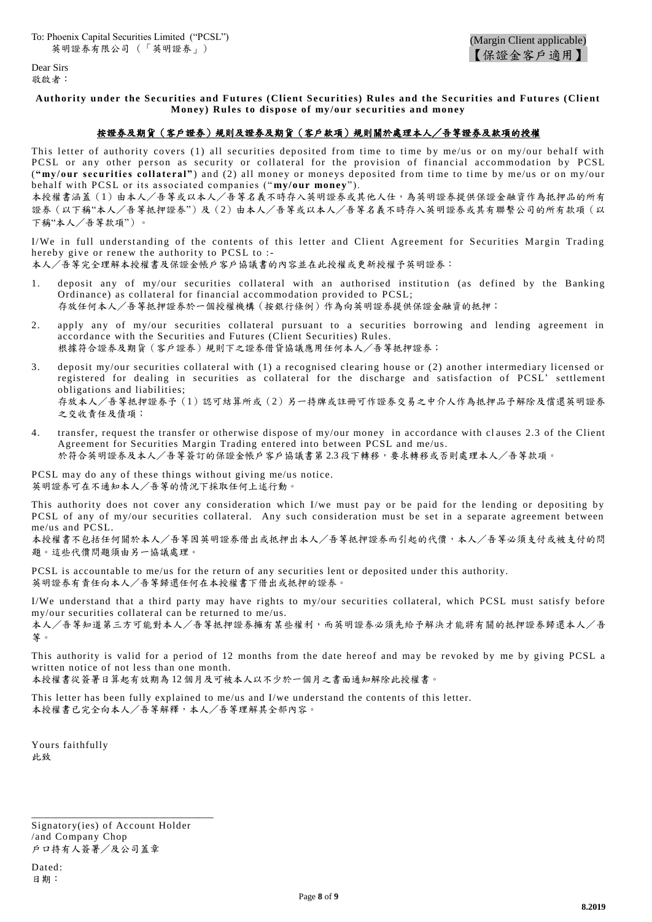To: Phoenix Capital Securities Limited ("PCSL")
英明證券有限公司（「英明證券」）

(Margin Client applicable)
【保證金客戶適用】

Dear Sirs
敬啟者：

**Authority under the Securities and Futures (Client Securities) Rules and the Securities and Futures (Client Money) Rules to dispose of my/our securities and money**

**按證券及期貨（客戶證券）規則及證券及期貨（客戶款項）規則關於處理本人／吾等證券及款項的授權**

This letter of authority covers (1) all securities deposited from time to time by me/us or on my/our behalf with PCSL or any other person as security or collateral for the provision of financial accommodation by PCSL (**"my/our securities collateral"**) and (2) all money or moneys deposited from time to time by me/us or on my/our behalf with PCSL or its associated companies ("**my/our money**").
本授權書涵蓋（1）由本人／吾等或以本人／吾等名義不時存入英明證券或其他人仕，為英明證券提供保證金融資作為抵押品的所有證券（以下稱"本人／吾等抵押證券"）及（2）由本人／吾等或以本人／吾等名義不時存入英明證券或其有聯繫公司的所有款項（以下稱"本人／吾等款項"）。

I/We in full understanding of the contents of this letter and Client Agreement for Securities Margin Trading hereby give or renew the authority to PCSL to :-
本人／吾等完全理解本授權書及保證金帳戶客戶協議書的內容並在此授權或更新授權予英明證券：

1. deposit any of my/our securities collateral with an authorised institution (as defined by the Banking Ordinance) as collateral for financial accommodation provided to PCSL;
   存放任何本人／吾等抵押證券於一個授權機構（按銀行條例）作為向英明證券提供保證金融資的抵押；
2. apply any of my/our securities collateral pursuant to a securities borrowing and lending agreement in accordance with the Securities and Futures (Client Securities) Rules.
   根據符合證券及期貨（客戶證券）規則下之證券借貸協議應用任何本人／吾等抵押證券；
3. deposit my/our securities collateral with (1) a recognised clearing house or (2) another intermediary licensed or registered for dealing in securities as collateral for the discharge and satisfaction of PCSL' settlement obligations and liabilities;
   存放本人／吾等抵押證券予（1）認可結算所或（2）另一持牌或註冊可作證券交易之中介人作為抵押品予解除及償還英明證券之交收責任及債項；
4. transfer, request the transfer or otherwise dispose of my/our money in accordance with clauses 2.3 of the Client Agreement for Securities Margin Trading entered into between PCSL and me/us.
   於符合英明證券及本人／吾等簽訂的保證金帳戶客戶協議書第2.3段下轉移，要求轉移或否則處理本人／吾等款項。

PCSL may do any of these things without giving me/us notice.
英明證券可在不通知本人／吾等的情況下採取任何上述行動。

This authority does not cover any consideration which I/we must pay or be paid for the lending or depositing by PCSL of any of my/our securities collateral. Any such consideration must be set in a separate agreement between me/us and PCSL.
本授權書不包括任何關於本人／吾等因英明證券借出或抵押出本人／吾等抵押證券而引起的代價，本人／吾等必須支付或被支付的問題。這些代價問題須由另一協議處理。

PCSL is accountable to me/us for the return of any securities lent or deposited under this authority.
英明證券有責任向本人／吾等歸還任何在本授權書下借出或抵押的證券。

I/We understand that a third party may have rights to my/our securities collateral, which PCSL must satisfy before my/our securities collateral can be returned to me/us.
本人／吾等知道第三方可能對本人／吾等抵押證券擁有某些權利，而英明證券必須先給予解決才能將有關的抵押證券歸還本人／吾等。

This authority is valid for a period of 12 months from the date hereof and may be revoked by me by giving PCSL a written notice of not less than one month.
本授權書從簽署日算起有效期為12個月及可被本人以不少於一個月之書面通知解除此授權書。

This letter has been fully explained to me/us and I/we understand the contents of this letter.
本授權書已完全向本人／吾等解釋，本人／吾等理解其全部內容。

Yours faithfully
此致

\_\_\_\_\_\_\_\_\_\_\_\_\_\_\_\_\_\_\_\_\_\_\_\_\_\_\_\_\_\_\_\_\_\_\_\_
Signatory(ies) of Account Holder
/and Company Chop
戶口持有人簽署／及公司蓋章

Dated:
日期：

8.2019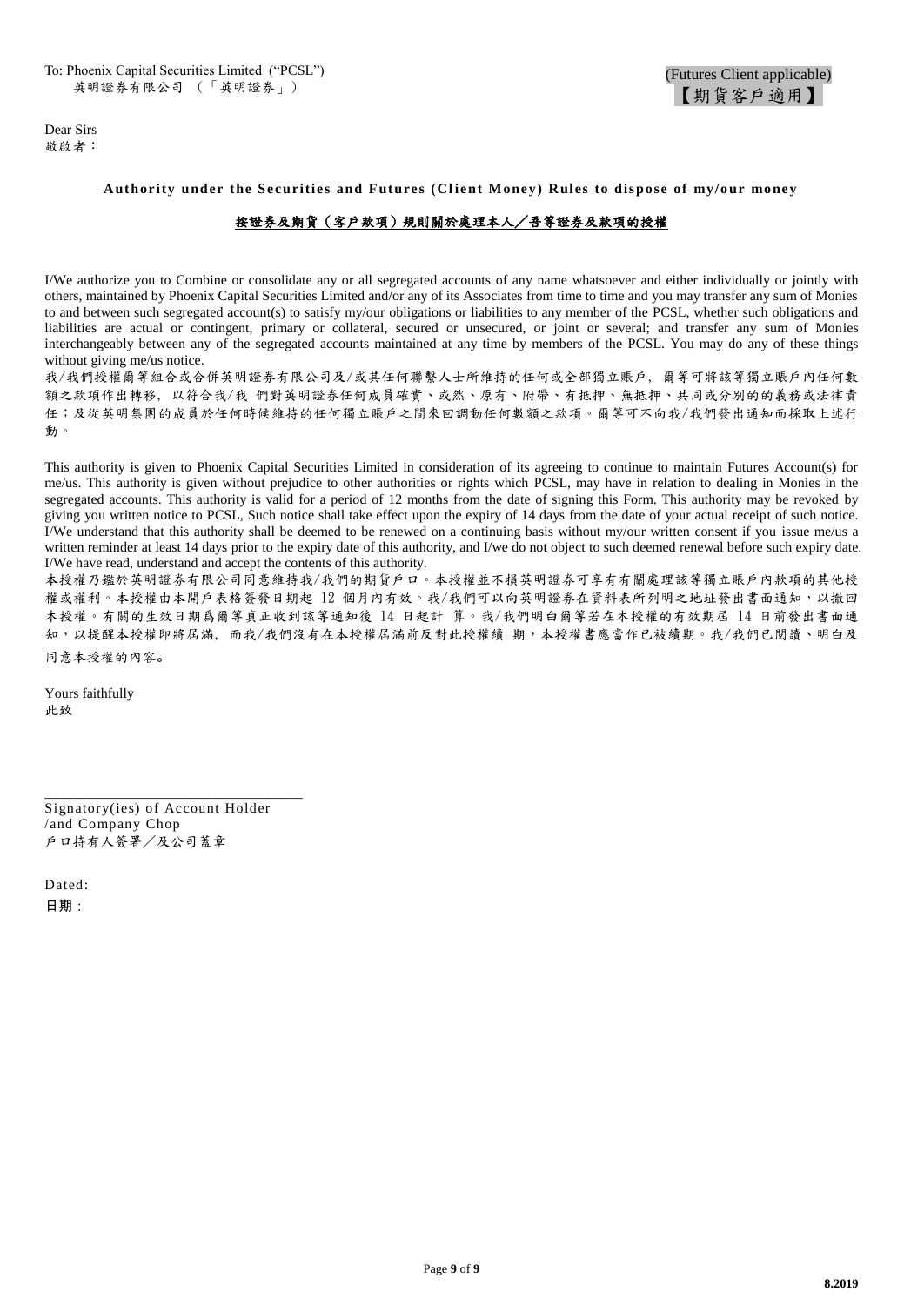To: Phoenix Capital Securities Limited ("PCSL")
英明證券有限公司 (「英明證券」)

(Futures Client applicable)
【期貨客戶適用】

Dear Sirs
敬啟者：

**Authority under the Securities and Futures (Client Money) Rules to dispose of my/our money**

**按證券及期貨（客戶款項）規則關於處理本人／吾等證券及款項的授權**

I/We authorize you to Combine or consolidate any or all segregated accounts of any name whatsoever and either individually or jointly with others, maintained by Phoenix Capital Securities Limited and/or any of its Associates from time to time and you may transfer any sum of Monies to and between such segregated account(s) to satisfy my/our obligations or liabilities to any member of the PCSL, whether such obligations and liabilities are actual or contingent, primary or collateral, secured or unsecured, or joint or several; and transfer any sum of Monies interchangeably between any of the segregated accounts maintained at any time by members of the PCSL. You may do any of these things without giving me/us notice.

我/我們授權爾等組合或合併英明證券有限公司及/或其任何聯繫人士所維持的任何或全部獨立賬戶，爾等可將該等獨立賬戶內任何數額之款項作出轉移，以符合我/我 們對英明證券任何成員確實、或然、原有、附帶、有抵押、無抵押、共同或分別的的義務或法律責任；及從英明集團的成員於任何時候維持的任何獨立賬戶之間來回調動任何數額之款項。爾等可不向我/我們發出通知而採取上述行動。

This authority is given to Phoenix Capital Securities Limited in consideration of its agreeing to continue to maintain Futures Account(s) for me/us. This authority is given without prejudice to other authorities or rights which PCSL, may have in relation to dealing in Monies in the segregated accounts. This authority is valid for a period of 12 months from the date of signing this Form. This authority may be revoked by giving you written notice to PCSL, Such notice shall take effect upon the expiry of 14 days from the date of your actual receipt of such notice. I/We understand that this authority shall be deemed to be renewed on a continuing basis without my/our written consent if you issue me/us a written reminder at least 14 days prior to the expiry date of this authority, and I/we do not object to such deemed renewal before such expiry date. I/We have read, understand and accept the contents of this authority.

本授權乃鑑於英明證券有限公司同意維持我/我們的期貨戶口。本授權並不損英明證券可享有有關處理該等獨立賬戶內款項的其他授權或權利。本授權由本開戶表格簽發日期起 12 個月內有效。我/我們可以向英明證券在資料表所列明之地址發出書面通知，以撤回本授權。有關的生效日期爲爾等真正收到該等通知後 14 日起計 算。我/我們明白爾等若在本授權的有效期屆 14 日前發出書面通知，以提醒本授權即將屆滿，而我/我們沒有在本授權屆滿前反對此授權續 期，本授權書應當作已被續期。我/我們已閱讀、明白及同意本授權的內容。

Yours faithfully
此致

\_\_\_\_\_\_\_\_\_\_\_\_\_\_\_\_\_\_\_\_\_\_\_\_\_\_\_\_\_\_\_\_
Signatory(ies) of Account Holder /and Company Chop
戶口持有人簽署／及公司蓋章

Dated:
日期：

8.2019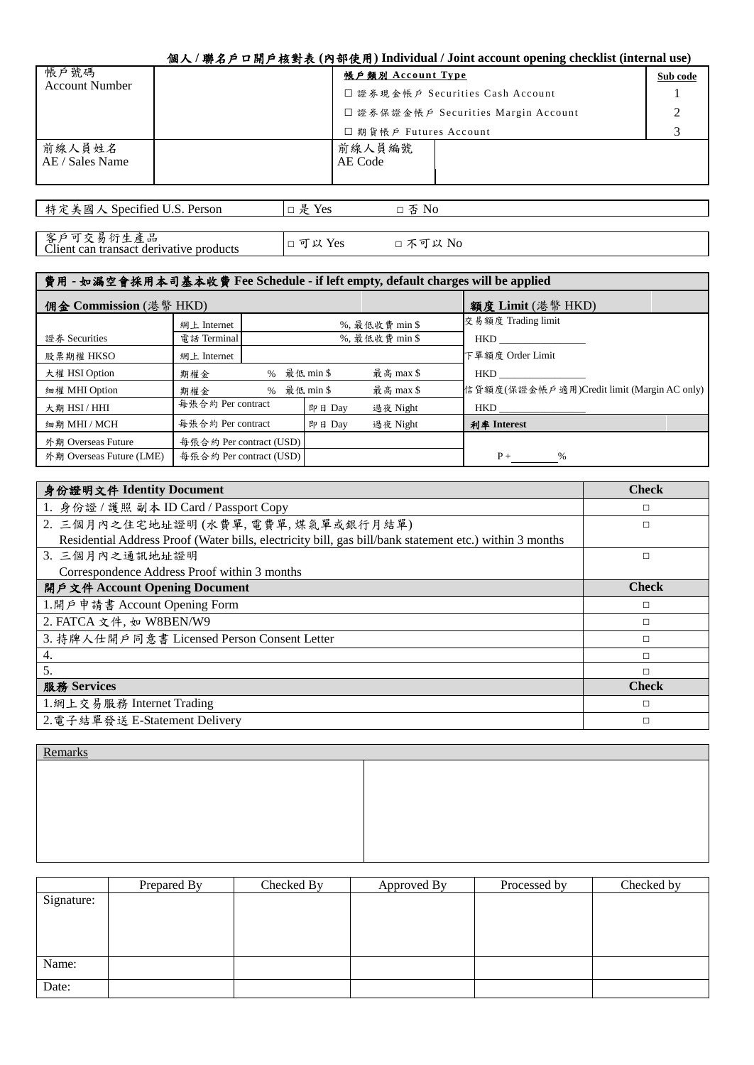# 個人 / 聯名戶口開戶核對表 (內部使用) Individual / Joint account opening checklist (internal use)

| 帳戶號碼 Account Number | | 帳戶類別 Account Type | Sub code |
|---|---|---|---|
| | | □ 證券現金帳戶 Securities Cash Account | 1 |
| | | □ 證券保證金帳戶 Securities Margin Account | 2 |
| | | □ 期貨帳戶 Futures Account | 3 |
| 前線人員姓名 AE / Sales Name | | 前線人員編號 AE Code | |

| | | |
|---|---|---|
| 特定美國人 Specified U.S. Person | □ 是 Yes | □ 否 No |

| | | |
|---|---|---|
| 客戶可交易衍生產品 Client can transact derivative products | □ 可以 Yes | □ 不可以 No |

| 費用 - 如漏空會採用本司基本收費 Fee Schedule - if left empty, default charges will be applied | | | | |
|---|---|---|---|---|
| **佣金 Commission** (港幣 HKD) | | | | **額度 Limit** (港幣 HKD) |
| 證券 Securities | 網上 Internet | %, 最低收費 min $ | | 交易額度 Trading limit |
| | 電話 Terminal | %, 最低收費 min $ | | HKD ________ |
| 股票期權 HKSO | 網上 Internet | | | 下單額度 Order Limit |
| 大權 HSI Option | 期權金 % | 最低 min $ | 最高 max $ | HKD ________ |
| 細權 MHI Option | 期權金 % | 最低 min $ | 最高 max $ | 信貸額度(保證金帳戶適用)Credit limit (Margin AC only) |
| 大期 HSI / HHI | 每張合約 Per contract | 即日 Day | 過夜 Night | HKD ________ |
| 細期 MHI / MCH | 每張合約 Per contract | 即日 Day | 過夜 Night | **利率 Interest** |
| 外期 Overseas Future | 每張合約 Per contract (USD) | | | |
| 外期 Overseas Future (LME) | 每張合約 Per contract (USD) | | | P + ______ % |

| 身份證明文件 Identity Document | Check |
|---|---|
| 1. 身份證 / 護照 副本 ID Card / Passport Copy | □ |
| 2. 三個月內之住宅地址證明 (水費單, 電費單, 煤氣單或銀行月結單) Residential Address Proof (Water bills, electricity bill, gas bill/bank statement etc.) within 3 months | □ |
| 3. 三個月內之通訊地址證明 Correspondence Address Proof within 3 months | □ |
| **開戶文件 Account Opening Document** | **Check** |
| 1.開戶申請書 Account Opening Form | □ |
| 2. FATCA 文件, 如 W8BEN/W9 | □ |
| 3. 持牌人仕開戶同意書 Licensed Person Consent Letter | □ |
| 4. | □ |
| 5. | □ |
| **服務 Services** | **Check** |
| 1.網上交易服務 Internet Trading | □ |
| 2.電子結單發送 E-Statement Delivery | □ |

| Remarks | |
|---|---|
| | |

| | Prepared By | Checked By | Approved By | Processed by | Checked by |
|---|---|---|---|---|---|
| Signature: | | | | | |
| Name: | | | | | |
| Date: | | | | | |